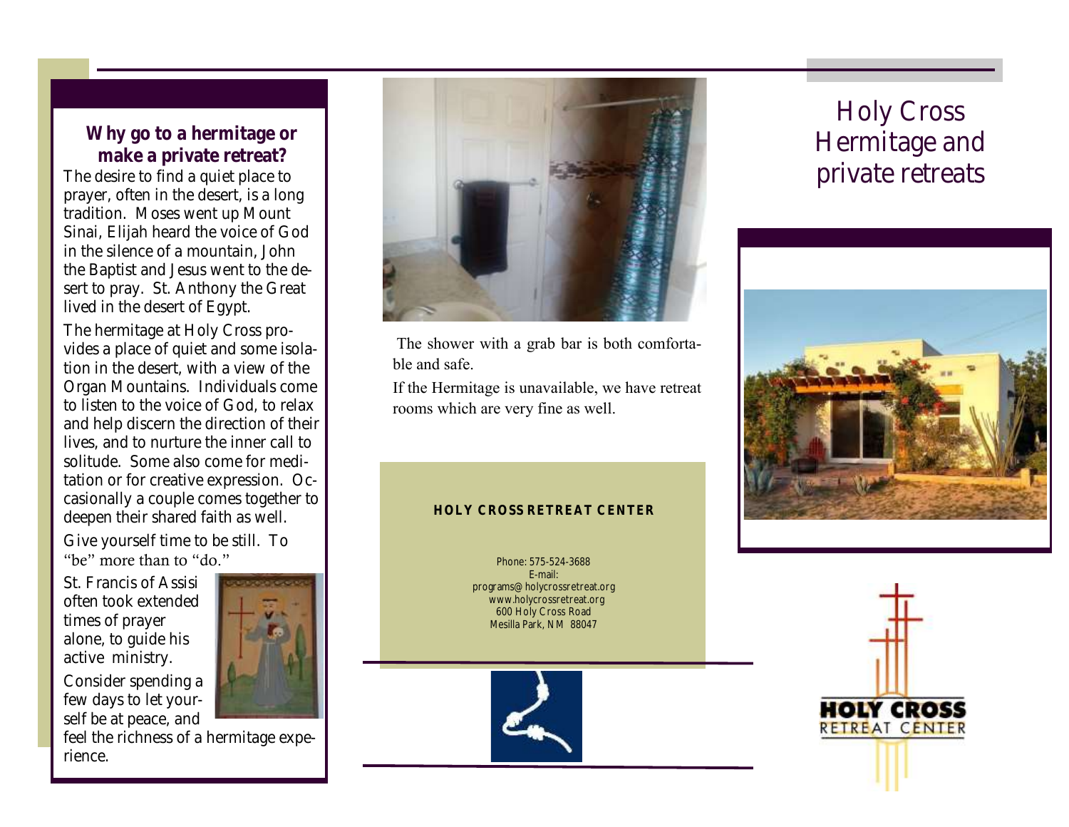# Holy Cross Hermitage and private retreats

## Why go to a hermitage or make a private retreat?

The desire to find a quiet place to prayer, often in the desert, is a long tradition. Moses went up Mount Sinai, Elijah heard the voice of God in the silence of a mountain, John the Baptist and Jesus went to the desert to pray. St. Anthony the Great lived in the desert of Egypt.

The hermitage at Holy Cross provides a place of quiet and some isolation in the desert, with a view of the Organ Mountains. Individuals come to listen to the voice of God, to relax and help discern the direction of their lives, and to nurture the inner call to solitude. Some also come for meditation or for creative expression. Occasionally a couple comes together to deepen their shared faith as well.

Give yourself time to be still. To "be" more than to "do."

St. Francis of Assisi often took extended times of prayer alone, to guide his active ministry.

Consider spending a few days to let yourself be at peace, and feel the richness of a hermitage experience.

The shower with a grab bar is both comfortable and safe.

If the Hermitage is unavailable, we have retreat rooms which are very fine as well.

**HOLY CROSS RETREAT CENTER**

Phone: 575-524-3688
E-mail:
programs@holycrossretreat.org
www.holycrossretreat.org
600 Holy Cross Road
Mesilla Park, NM 88047

HOLY CROSS RETREAT CENTER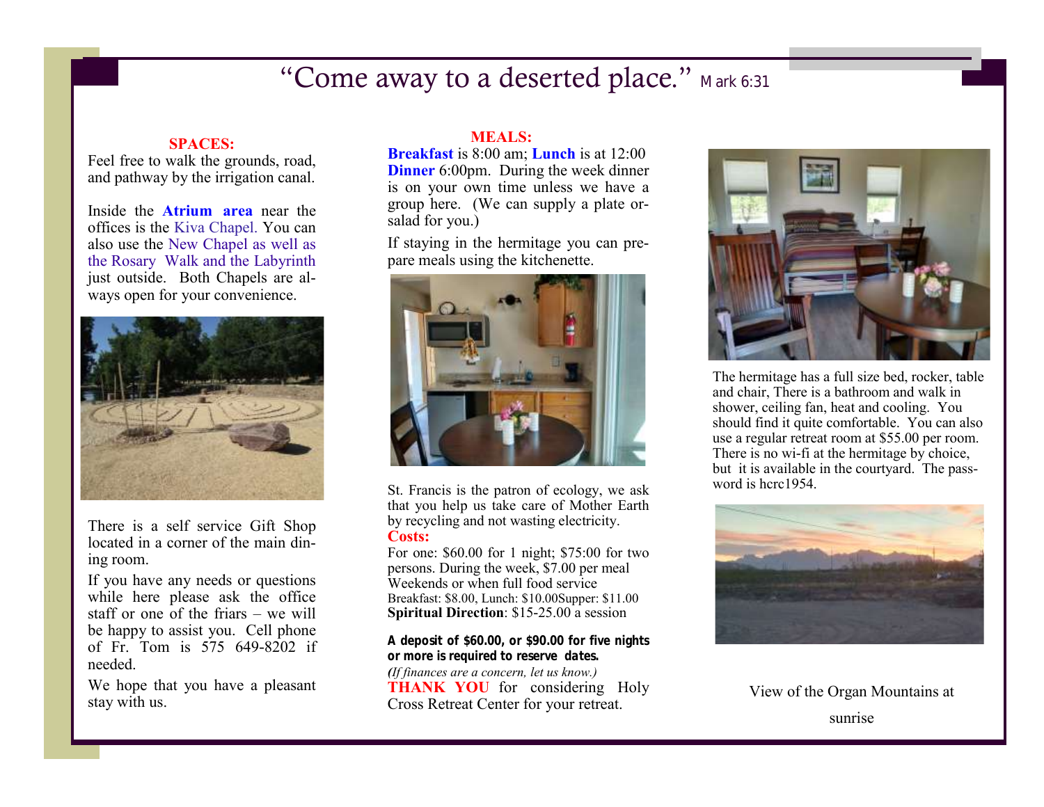# “Come away to a deserted place.” Mark 6:31

**SPACES:**

Feel free to walk the grounds, road, and pathway by the irrigation canal.

Inside the **Atrium area** near the offices is the Kiva Chapel. You can also use the New Chapel as well as the Rosary Walk and the Labyrinth just outside. Both Chapels are always open for your convenience.

There is a self service Gift Shop located in a corner of the main dining room.

If you have any needs or questions while here please ask the office staff or one of the friars – we will be happy to assist you. Cell phone of Fr. Tom is 575 649-8202 if needed.

We hope that you have a pleasant stay with us.

**MEALS:**

**Breakfast** is 8:00 am; **Lunch** is at 12:00 **Dinner** 6:00pm. During the week dinner is on your own time unless we have a group here. (We can supply a plate or-salad for you.)

If staying in the hermitage you can prepare meals using the kitchenette.

St. Francis is the patron of ecology, we ask that you help us take care of Mother Earth by recycling and not wasting electricity.

**Costs:**

For one: $60.00 for 1 night; $75:00 for two persons. During the week, $7.00 per meal Weekends or when full food service
Breakfast: $8.00, Lunch: $10.00Supper: $11.00
**Spiritual Direction**: $15-25.00 a session

**A deposit of $60.00, or $90.00 for five nights or more is required to reserve dates.**
*(If finances are a concern, let us know.)*

**THANK YOU** for considering Holy Cross Retreat Center for your retreat.

The hermitage has a full size bed, rocker, table and chair, There is a bathroom and walk in shower, ceiling fan, heat and cooling. You should find it quite comfortable. You can also use a regular retreat room at $55.00 per room. There is no wi-fi at the hermitage by choice, but it is available in the courtyard. The password is hcrc1954.

View of the Organ Mountains at sunrise